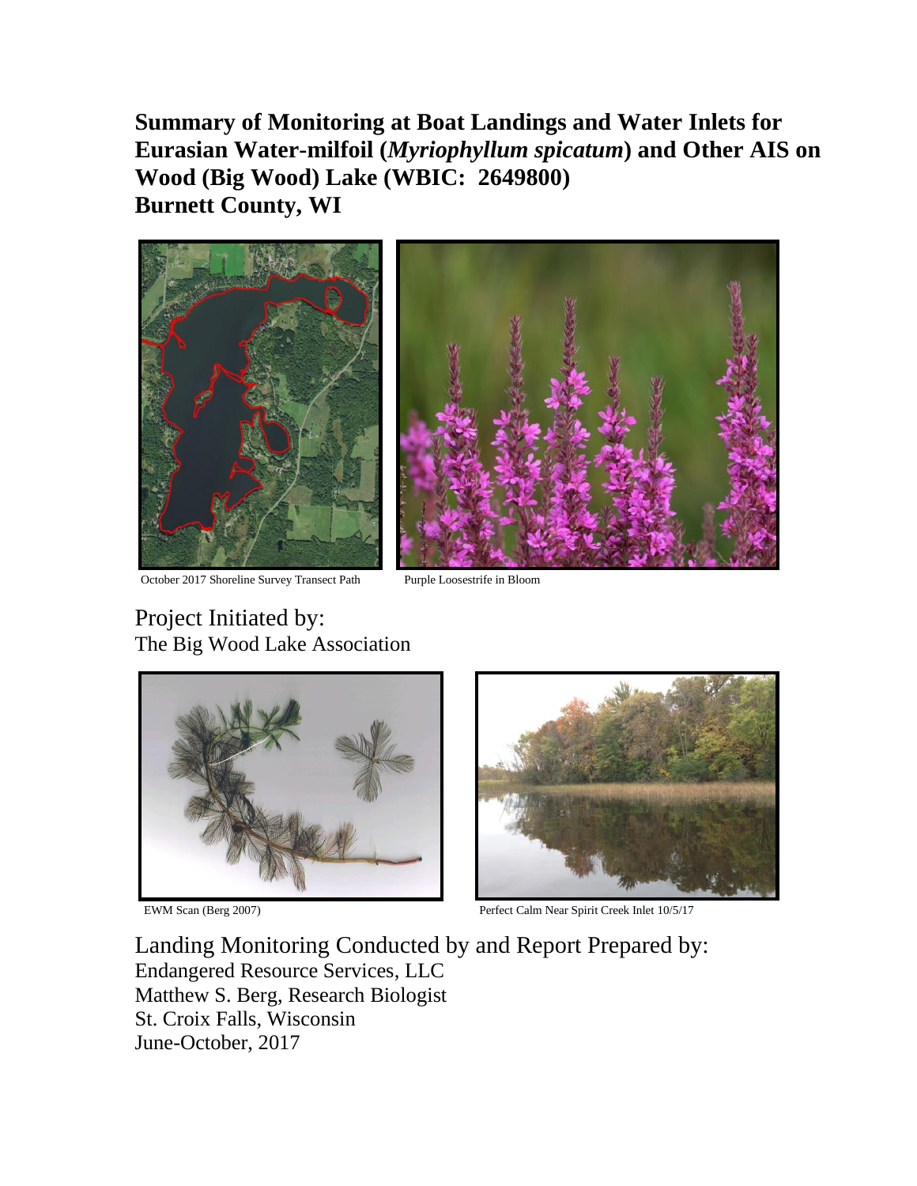# Summary of Monitoring at Boat Landings and Water Inlets for Eurasian Water-milfoil (*Myriophyllum spicatum*) and Other AIS on Wood (Big Wood) Lake (WBIC: 2649800) Burnett County, WI

October 2017 Shoreline Survey Transect Path

Purple Loosestrife in Bloom

Project Initiated by:
The Big Wood Lake Association

EWM Scan (Berg 2007)

Perfect Calm Near Spirit Creek Inlet 10/5/17

Landing Monitoring Conducted by and Report Prepared by:
Endangered Resource Services, LLC
Matthew S. Berg, Research Biologist
St. Croix Falls, Wisconsin
June-October, 2017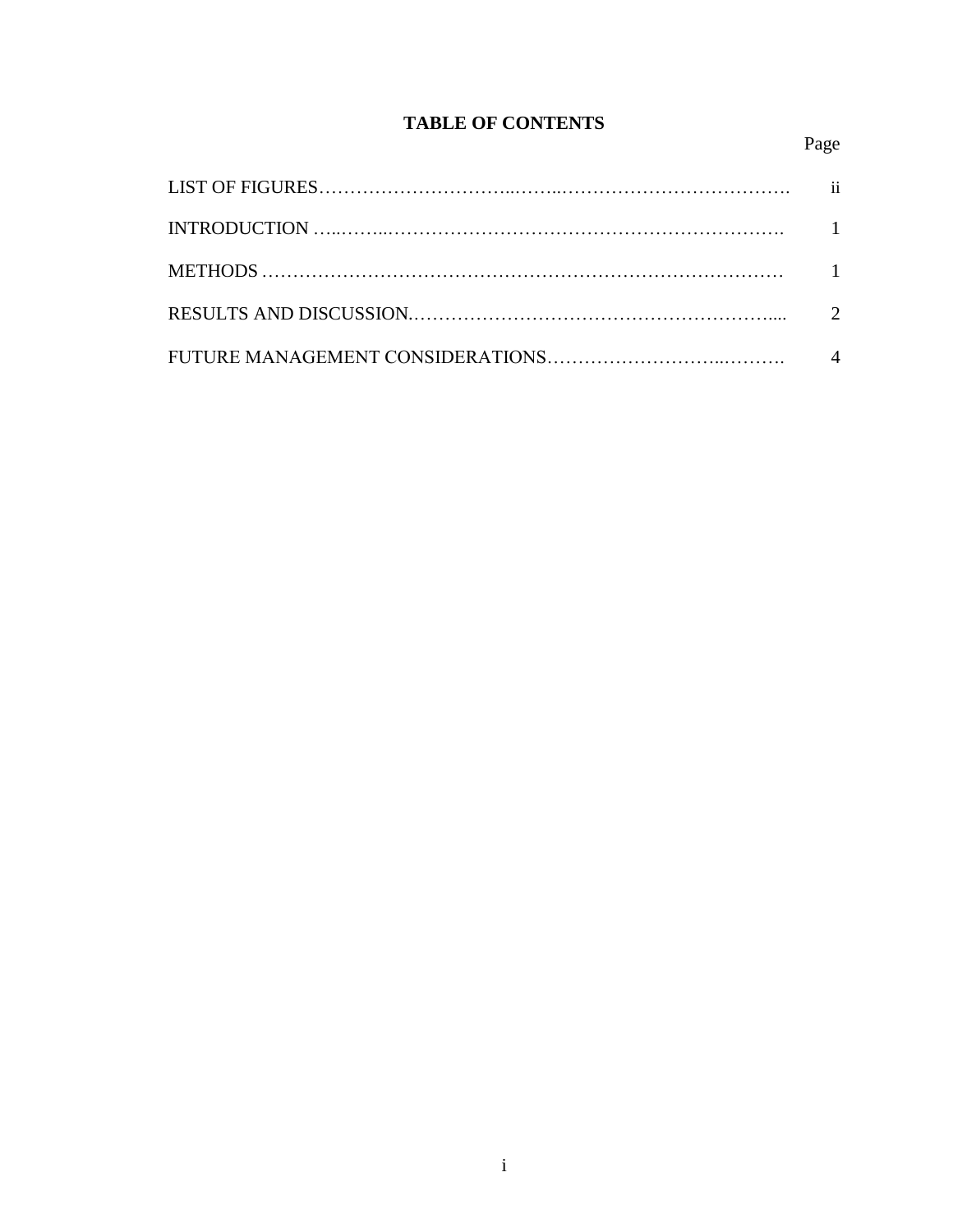# TABLE OF CONTENTS

| | Page |
|---|---|
| LIST OF FIGURES | ii |
| INTRODUCTION | 1 |
| METHODS | 1 |
| RESULTS AND DISCUSSION | 2 |
| FUTURE MANAGEMENT CONSIDERATIONS | 4 |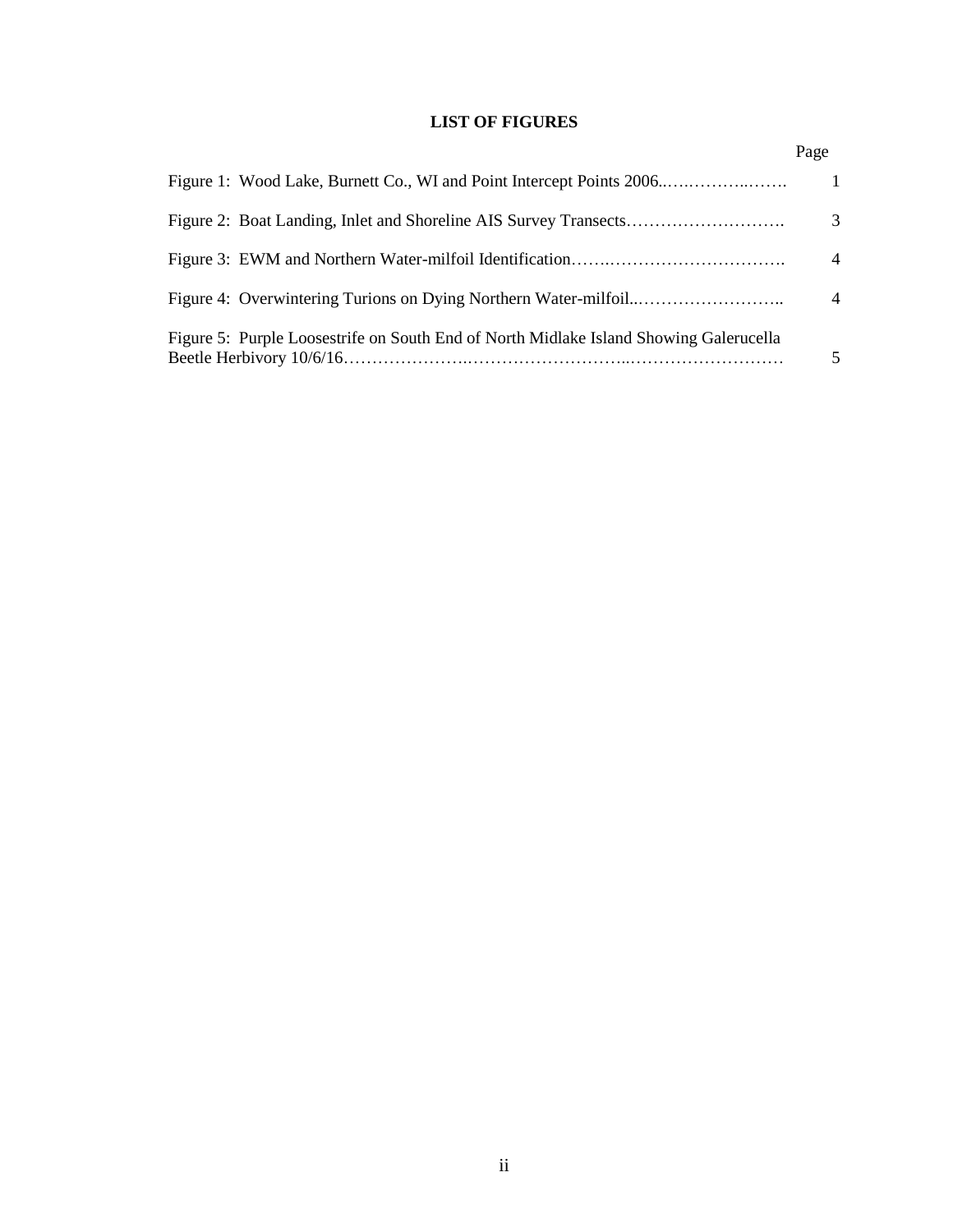**LIST OF FIGURES**

| | Page |
|---|---|
| Figure 1: Wood Lake, Burnett Co., WI and Point Intercept Points 2006 | 1 |
| Figure 2: Boat Landing, Inlet and Shoreline AIS Survey Transects | 3 |
| Figure 3: EWM and Northern Water-milfoil Identification | 4 |
| Figure 4: Overwintering Turions on Dying Northern Water-milfoil | 4 |
| Figure 5: Purple Loosestrife on South End of North Midlake Island Showing Galerucella Beetle Herbivory 10/6/16 | 5 |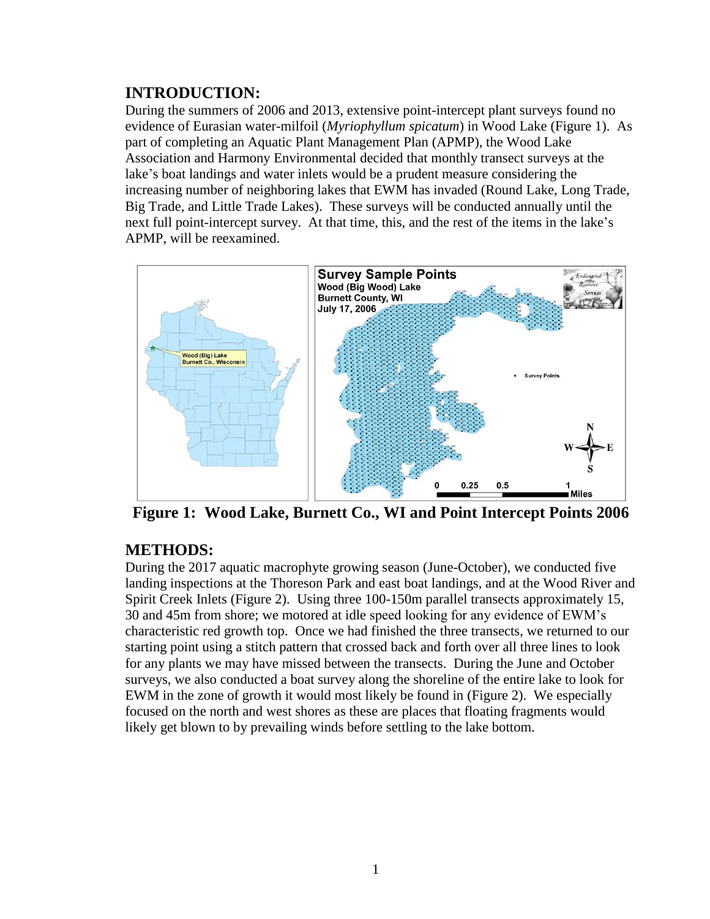## INTRODUCTION:

During the summers of 2006 and 2013, extensive point-intercept plant surveys found no evidence of Eurasian water-milfoil (*Myriophyllum spicatum*) in Wood Lake (Figure 1). As part of completing an Aquatic Plant Management Plan (APMP), the Wood Lake Association and Harmony Environmental decided that monthly transect surveys at the lake's boat landings and water inlets would be a prudent measure considering the increasing number of neighboring lakes that EWM has invaded (Round Lake, Long Trade, Big Trade, and Little Trade Lakes). These surveys will be conducted annually until the next full point-intercept survey. At that time, this, and the rest of the items in the lake's APMP, will be reexamined.

**Figure 1: Wood Lake, Burnett Co., WI and Point Intercept Points 2006**

## METHODS:

During the 2017 aquatic macrophyte growing season (June-October), we conducted five landing inspections at the Thoreson Park and east boat landings, and at the Wood River and Spirit Creek Inlets (Figure 2). Using three 100-150m parallel transects approximately 15, 30 and 45m from shore; we motored at idle speed looking for any evidence of EWM's characteristic red growth top. Once we had finished the three transects, we returned to our starting point using a stitch pattern that crossed back and forth over all three lines to look for any plants we may have missed between the transects. During the June and October surveys, we also conducted a boat survey along the shoreline of the entire lake to look for EWM in the zone of growth it would most likely be found in (Figure 2). We especially focused on the north and west shores as these are places that floating fragments would likely get blown to by prevailing winds before settling to the lake bottom.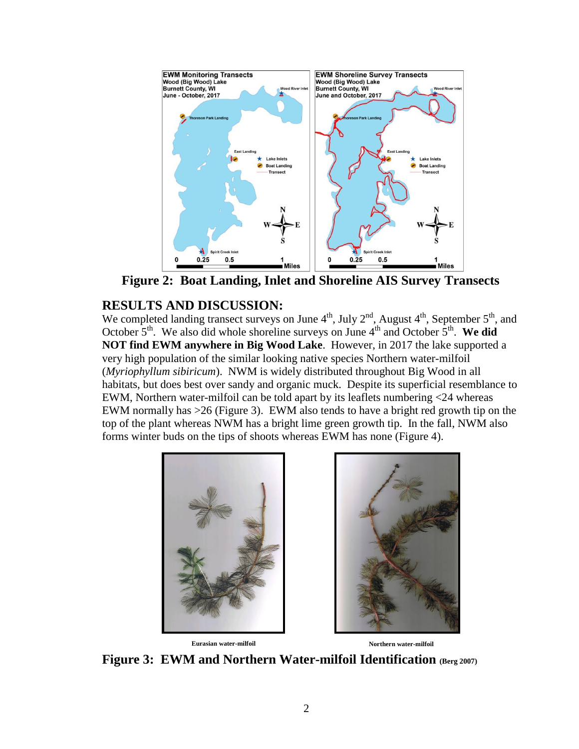**Figure 2: Boat Landing, Inlet and Shoreline AIS Survey Transects**

## RESULTS AND DISCUSSION:

We completed landing transect surveys on June 4th, July 2nd, August 4th, September 5th, and October 5th. We also did whole shoreline surveys on June 4th and October 5th. **We did NOT find EWM anywhere in Big Wood Lake**. However, in 2017 the lake supported a very high population of the similar looking native species Northern water-milfoil (*Myriophyllum sibiricum*). NWM is widely distributed throughout Big Wood in all habitats, but does best over sandy and organic muck. Despite its superficial resemblance to EWM, Northern water-milfoil can be told apart by its leaflets numbering <24 whereas EWM normally has >26 (Figure 3). EWM also tends to have a bright red growth tip on the top of the plant whereas NWM has a bright lime green growth tip. In the fall, NWM also forms winter buds on the tips of shoots whereas EWM has none (Figure 4).

Eurasian water-milfoil

Northern water-milfoil

**Figure 3: EWM and Northern Water-milfoil Identification (Berg 2007)**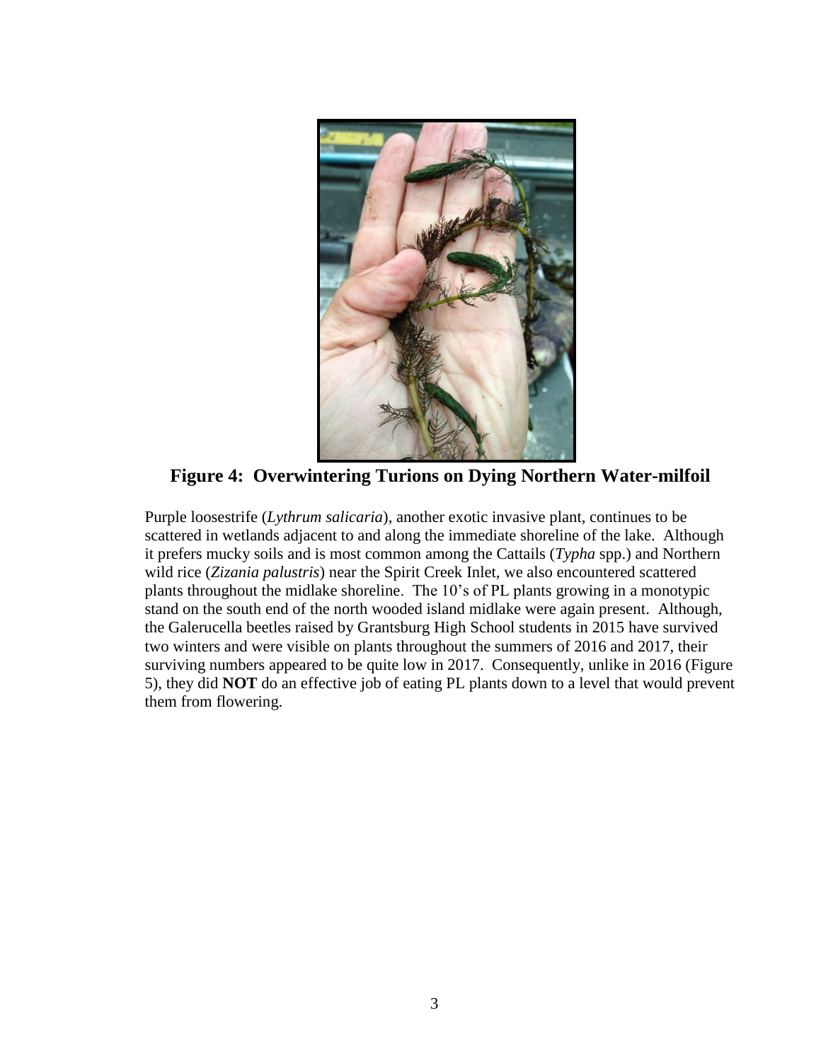**Figure 4: Overwintering Turions on Dying Northern Water-milfoil**

Purple loosestrife (*Lythrum salicaria*), another exotic invasive plant, continues to be scattered in wetlands adjacent to and along the immediate shoreline of the lake. Although it prefers mucky soils and is most common among the Cattails (*Typha* spp.) and Northern wild rice (*Zizania palustris*) near the Spirit Creek Inlet, we also encountered scattered plants throughout the midlake shoreline. The 10's of PL plants growing in a monotypic stand on the south end of the north wooded island midlake were again present. Although, the Galerucella beetles raised by Grantsburg High School students in 2015 have survived two winters and were visible on plants throughout the summers of 2016 and 2017, their surviving numbers appeared to be quite low in 2017. Consequently, unlike in 2016 (Figure 5), they did **NOT** do an effective job of eating PL plants down to a level that would prevent them from flowering.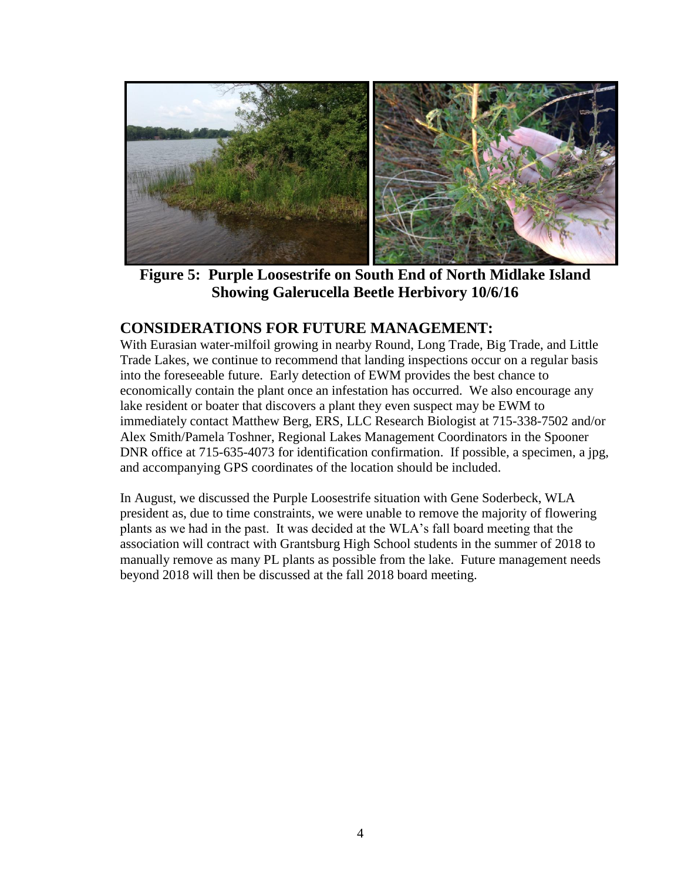**Figure 5: Purple Loosestrife on South End of North Midlake Island Showing Galerucella Beetle Herbivory 10/6/16**

## CONSIDERATIONS FOR FUTURE MANAGEMENT:

With Eurasian water-milfoil growing in nearby Round, Long Trade, Big Trade, and Little Trade Lakes, we continue to recommend that landing inspections occur on a regular basis into the foreseeable future. Early detection of EWM provides the best chance to economically contain the plant once an infestation has occurred. We also encourage any lake resident or boater that discovers a plant they even suspect may be EWM to immediately contact Matthew Berg, ERS, LLC Research Biologist at 715-338-7502 and/or Alex Smith/Pamela Toshner, Regional Lakes Management Coordinators in the Spooner DNR office at 715-635-4073 for identification confirmation. If possible, a specimen, a jpg, and accompanying GPS coordinates of the location should be included.

In August, we discussed the Purple Loosestrife situation with Gene Soderbeck, WLA president as, due to time constraints, we were unable to remove the majority of flowering plants as we had in the past. It was decided at the WLA's fall board meeting that the association will contract with Grantsburg High School students in the summer of 2018 to manually remove as many PL plants as possible from the lake. Future management needs beyond 2018 will then be discussed at the fall 2018 board meeting.